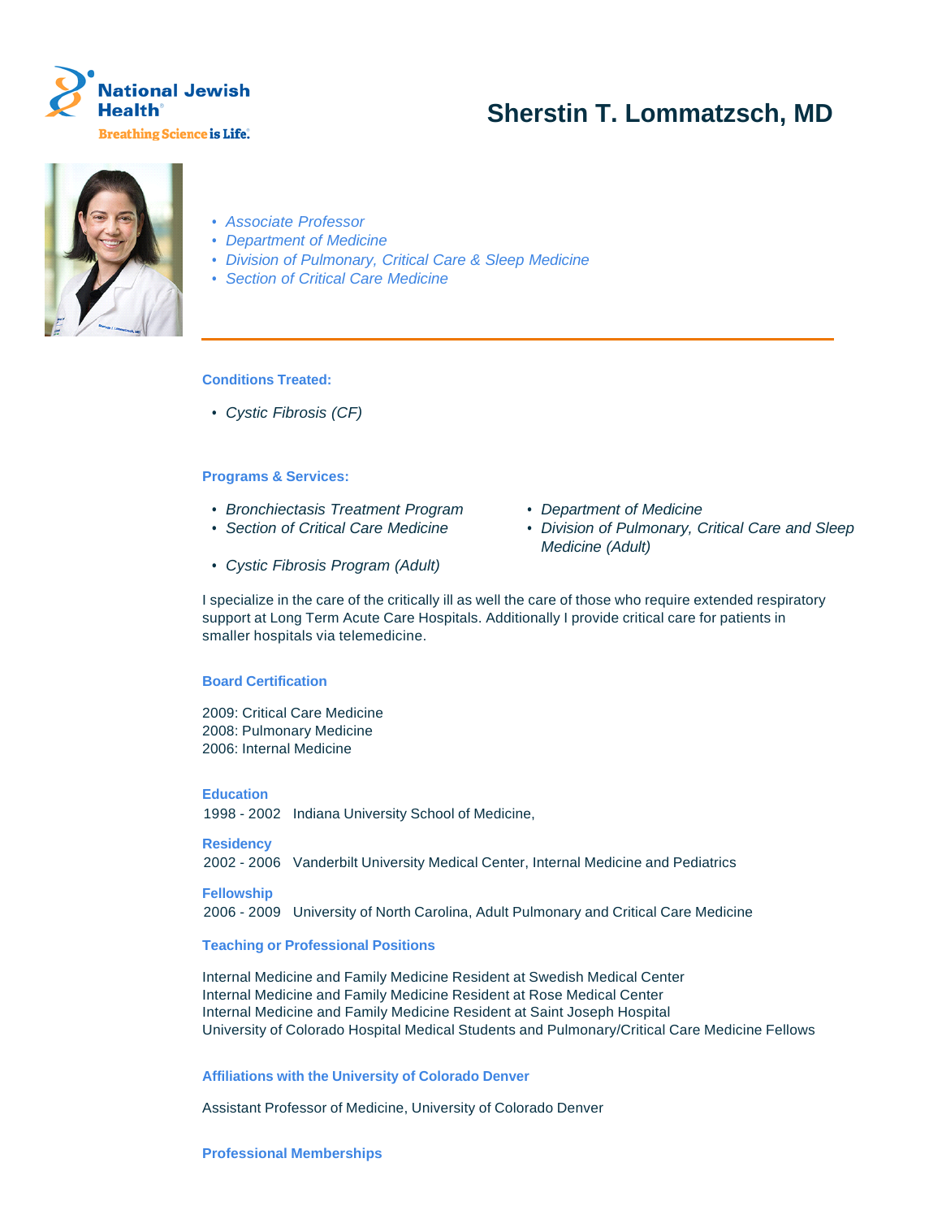National Jewish Health®

Breathing Science is Life.®

# Sherstin T. Lommatzsch, MD

- *Associate Professor*
- *Department of Medicine*
- *Division of Pulmonary, Critical Care & Sleep Medicine*
- *Section of Critical Care Medicine*

### Conditions Treated:

- *Cystic Fibrosis (CF)*

### Programs & Services:

- *Bronchiectasis Treatment Program*
- *Section of Critical Care Medicine*
- *Cystic Fibrosis Program (Adult)*
- *Department of Medicine*
- *Division of Pulmonary, Critical Care and Sleep Medicine (Adult)*

I specialize in the care of the critically ill as well the care of those who require extended respiratory support at Long Term Acute Care Hospitals. Additionally I provide critical care for patients in smaller hospitals via telemedicine.

### Board Certification

2009: Critical Care Medicine
2008: Pulmonary Medicine
2006: Internal Medicine

### Education

1998 - 2002 Indiana University School of Medicine,

### Residency

2002 - 2006 Vanderbilt University Medical Center, Internal Medicine and Pediatrics

### Fellowship

2006 - 2009 University of North Carolina, Adult Pulmonary and Critical Care Medicine

### Teaching or Professional Positions

Internal Medicine and Family Medicine Resident at Swedish Medical Center
Internal Medicine and Family Medicine Resident at Rose Medical Center
Internal Medicine and Family Medicine Resident at Saint Joseph Hospital
University of Colorado Hospital Medical Students and Pulmonary/Critical Care Medicine Fellows

### Affiliations with the University of Colorado Denver

Assistant Professor of Medicine, University of Colorado Denver

### Professional Memberships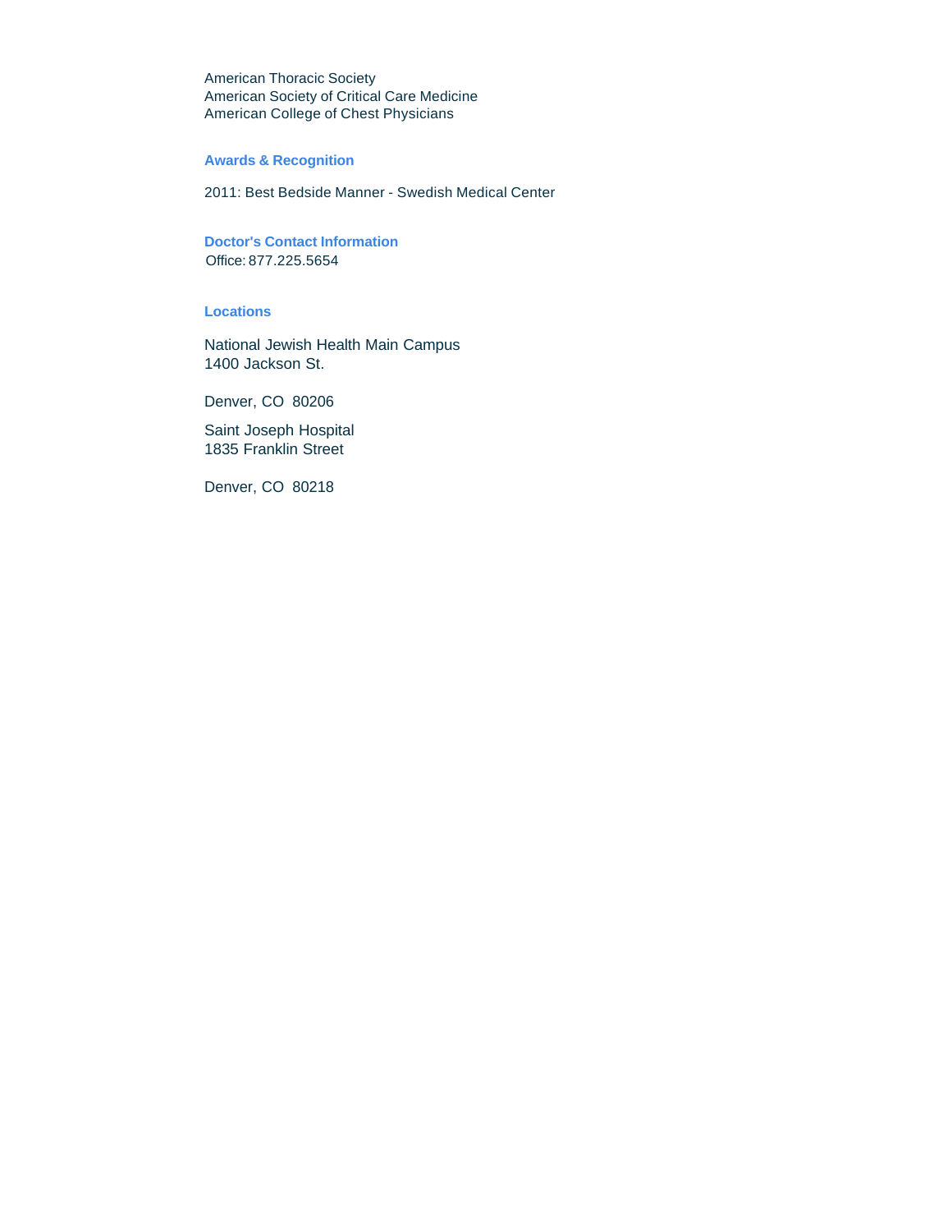American Thoracic Society
American Society of Critical Care Medicine
American College of Chest Physicians

### Awards & Recognition

2011: Best Bedside Manner - Swedish Medical Center

### Doctor's Contact Information

Office: 877.225.5654

### Locations

National Jewish Health Main Campus
1400 Jackson St.

Denver, CO 80206

Saint Joseph Hospital
1835 Franklin Street

Denver, CO 80218